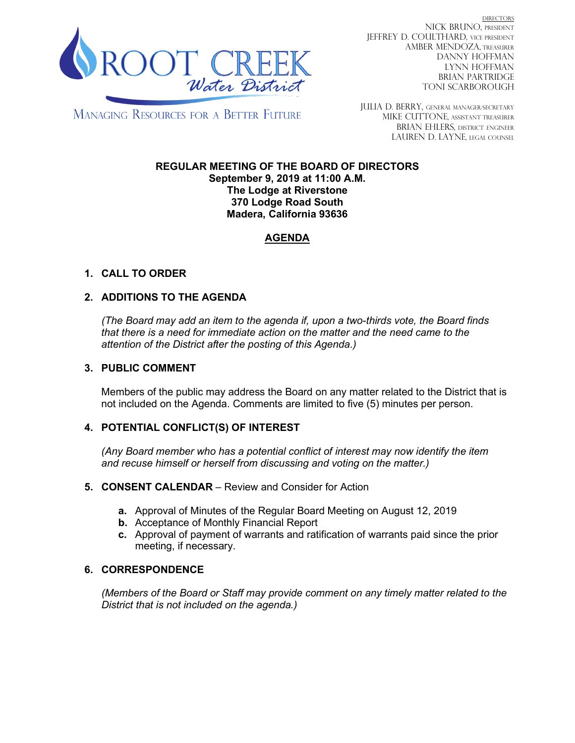ROOT CREEK Water District

MANAGING RESOURCES FOR A BETTER FUTURE

DIRECTORS
NICK BRUNO, PRESIDENT
JEFFREY D. COULTHARD, VICE PRESIDENT
AMBER MENDOZA, TREASURER
DANNY HOFFMAN
LYNN HOFFMAN
BRIAN PARTRIDGE
TONI SCARBOROUGH

JULIA D. BERRY, GENERAL MANAGER/SECRETARY
MIKE CUTTONE, ASSISTANT TREASURER
BRIAN EHLERS, DISTRICT ENGINEER
LAUREN D. LAYNE, LEGAL COUNSEL

**REGULAR MEETING OF THE BOARD OF DIRECTORS**
**September 9, 2019 at 11:00 A.M.**
**The Lodge at Riverstone**
**370 Lodge Road South**
**Madera, California 93636**

# AGENDA

1. **CALL TO ORDER**

2. **ADDITIONS TO THE AGENDA**

   *(The Board may add an item to the agenda if, upon a two-thirds vote, the Board finds that there is a need for immediate action on the matter and the need came to the attention of the District after the posting of this Agenda.)*

3. **PUBLIC COMMENT**

   Members of the public may address the Board on any matter related to the District that is not included on the Agenda. Comments are limited to five (5) minutes per person.

4. **POTENTIAL CONFLICT(S) OF INTEREST**

   *(Any Board member who has a potential conflict of interest may now identify the item and recuse himself or herself from discussing and voting on the matter.)*

5. **CONSENT CALENDAR** – Review and Consider for Action

   **a.** Approval of Minutes of the Regular Board Meeting on August 12, 2019
   **b.** Acceptance of Monthly Financial Report
   **c.** Approval of payment of warrants and ratification of warrants paid since the prior meeting, if necessary.

6. **CORRESPONDENCE**

   *(Members of the Board or Staff may provide comment on any timely matter related to the District that is not included on the agenda.)*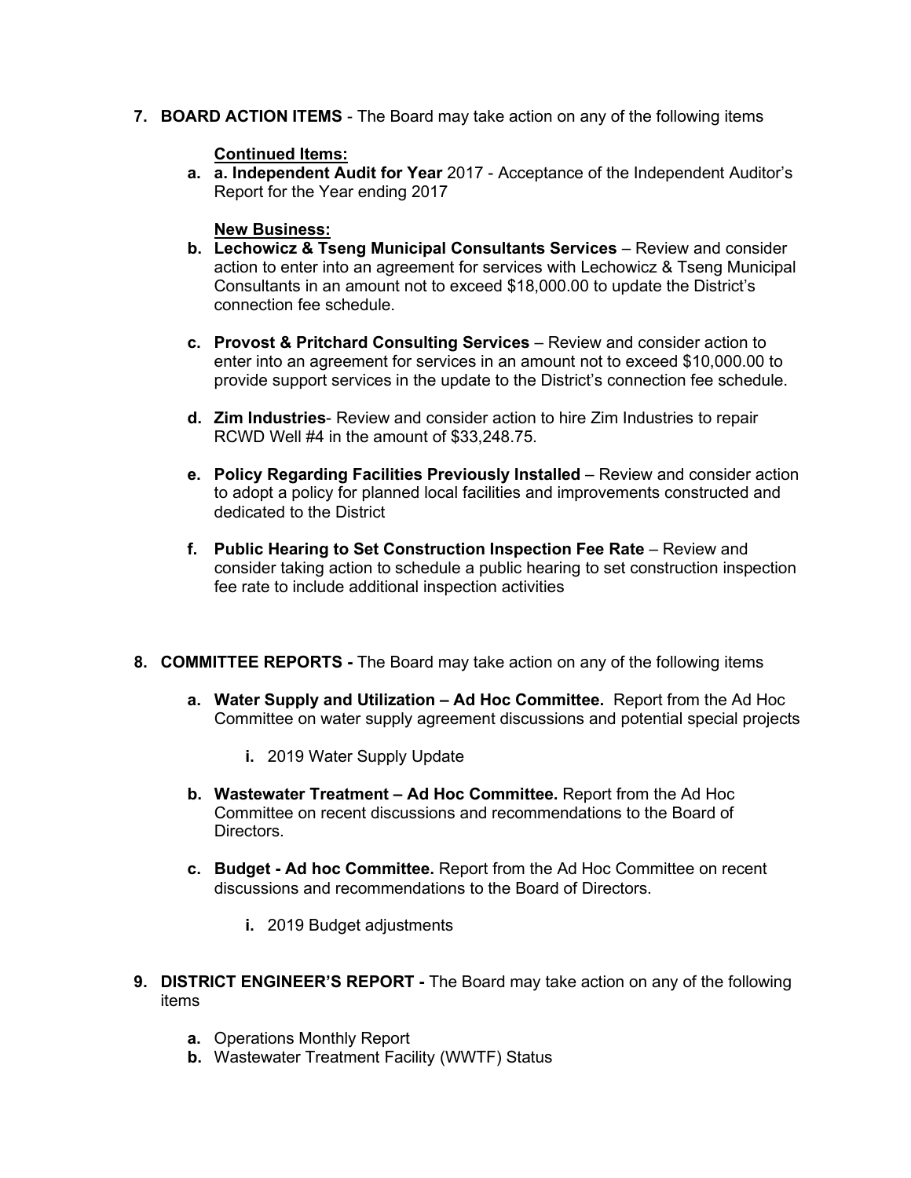7. **BOARD ACTION ITEMS** - The Board may take action on any of the following items

   **Continued Items:**

   a. **a. Independent Audit for Year** 2017 - Acceptance of the Independent Auditor's Report for the Year ending 2017

   **New Business:**

   b. **Lechowicz & Tseng Municipal Consultants Services** – Review and consider action to enter into an agreement for services with Lechowicz & Tseng Municipal Consultants in an amount not to exceed $18,000.00 to update the District's connection fee schedule.

   c. **Provost & Pritchard Consulting Services** – Review and consider action to enter into an agreement for services in an amount not to exceed $10,000.00 to provide support services in the update to the District's connection fee schedule.

   d. **Zim Industries**- Review and consider action to hire Zim Industries to repair RCWD Well #4 in the amount of $33,248.75.

   e. **Policy Regarding Facilities Previously Installed** – Review and consider action to adopt a policy for planned local facilities and improvements constructed and dedicated to the District

   f. **Public Hearing to Set Construction Inspection Fee Rate** – Review and consider taking action to schedule a public hearing to set construction inspection fee rate to include additional inspection activities

8. **COMMITTEE REPORTS -** The Board may take action on any of the following items

   a. **Water Supply and Utilization – Ad Hoc Committee.** Report from the Ad Hoc Committee on water supply agreement discussions and potential special projects

      i. 2019 Water Supply Update

   b. **Wastewater Treatment – Ad Hoc Committee.** Report from the Ad Hoc Committee on recent discussions and recommendations to the Board of Directors.

   c. **Budget - Ad hoc Committee.** Report from the Ad Hoc Committee on recent discussions and recommendations to the Board of Directors.

      i. 2019 Budget adjustments

9. **DISTRICT ENGINEER'S REPORT -** The Board may take action on any of the following items

   a. Operations Monthly Report
   b. Wastewater Treatment Facility (WWTF) Status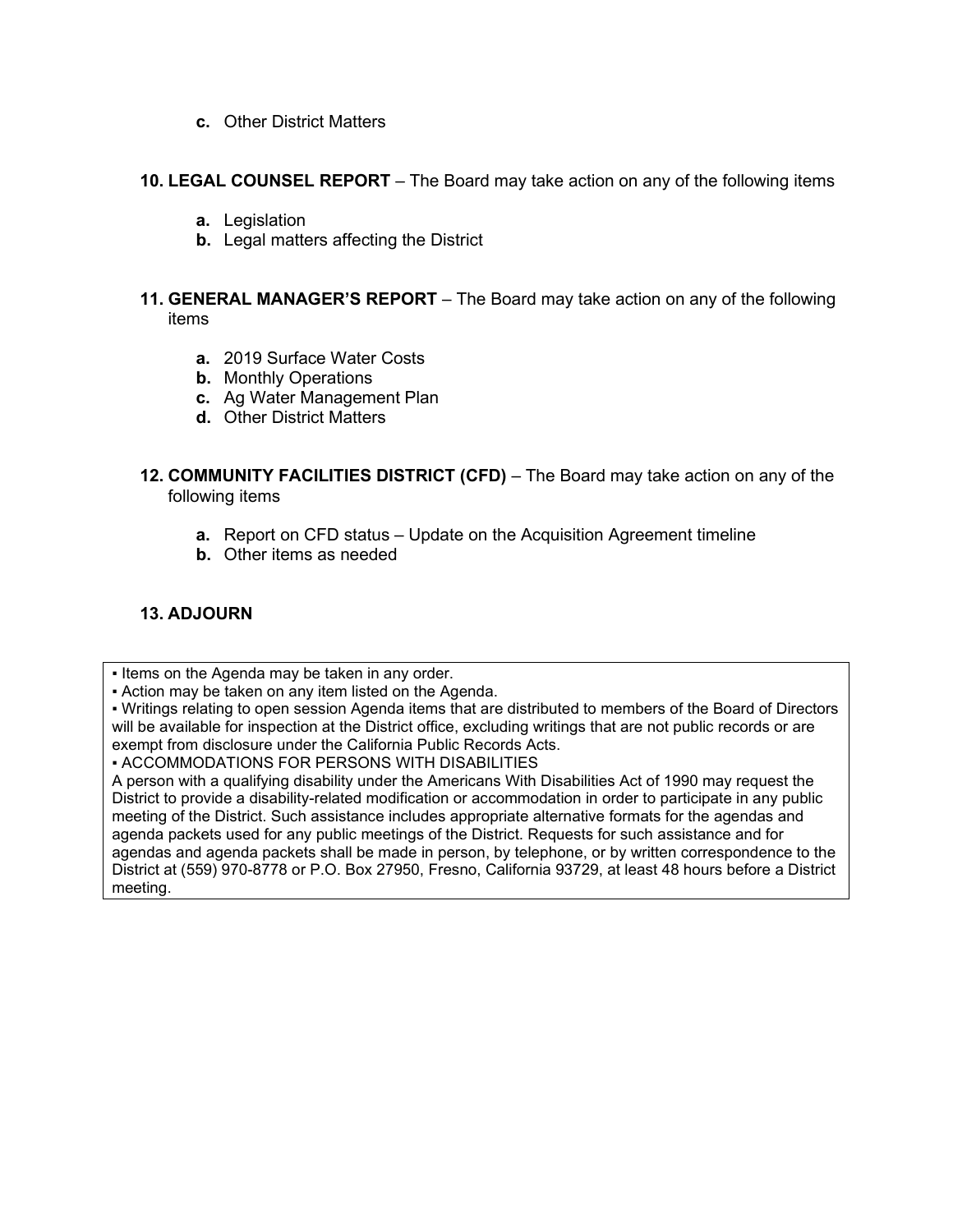**c.** Other District Matters

**10. LEGAL COUNSEL REPORT** – The Board may take action on any of the following items

**a.** Legislation
**b.** Legal matters affecting the District

**11. GENERAL MANAGER'S REPORT** – The Board may take action on any of the following items

**a.** 2019 Surface Water Costs
**b.** Monthly Operations
**c.** Ag Water Management Plan
**d.** Other District Matters

**12. COMMUNITY FACILITIES DISTRICT (CFD)** – The Board may take action on any of the following items

**a.** Report on CFD status – Update on the Acquisition Agreement timeline
**b.** Other items as needed

**13. ADJOURN**

▪ Items on the Agenda may be taken in any order.
▪ Action may be taken on any item listed on the Agenda.
▪ Writings relating to open session Agenda items that are distributed to members of the Board of Directors will be available for inspection at the District office, excluding writings that are not public records or are exempt from disclosure under the California Public Records Acts.
▪ ACCOMMODATIONS FOR PERSONS WITH DISABILITIES
A person with a qualifying disability under the Americans With Disabilities Act of 1990 may request the District to provide a disability-related modification or accommodation in order to participate in any public meeting of the District. Such assistance includes appropriate alternative formats for the agendas and agenda packets used for any public meetings of the District. Requests for such assistance and for agendas and agenda packets shall be made in person, by telephone, or by written correspondence to the District at (559) 970-8778 or P.O. Box 27950, Fresno, California 93729, at least 48 hours before a District meeting.